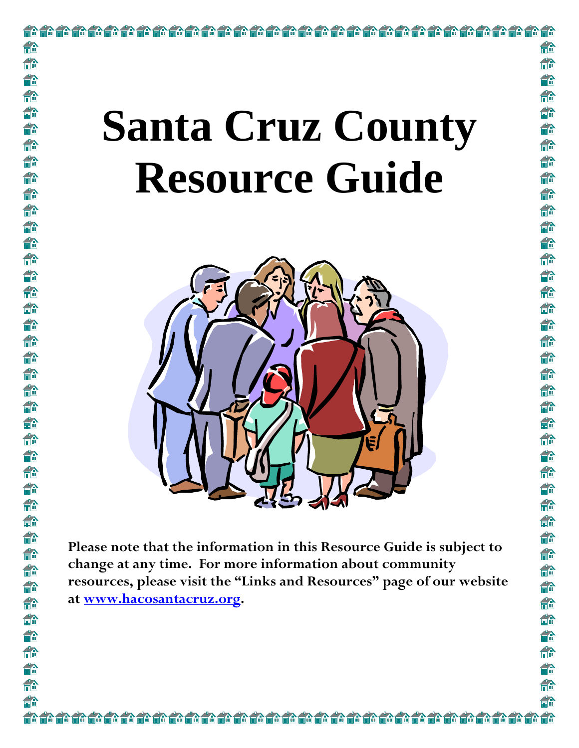# Santa Cruz County Resource Guide

**Please note that the information in this Resource Guide is subject to change at any time. For more information about community resources, please visit the "Links and Resources" page of our website at [www.hacosantacruz.org](http://www.hacosantacruz.org).**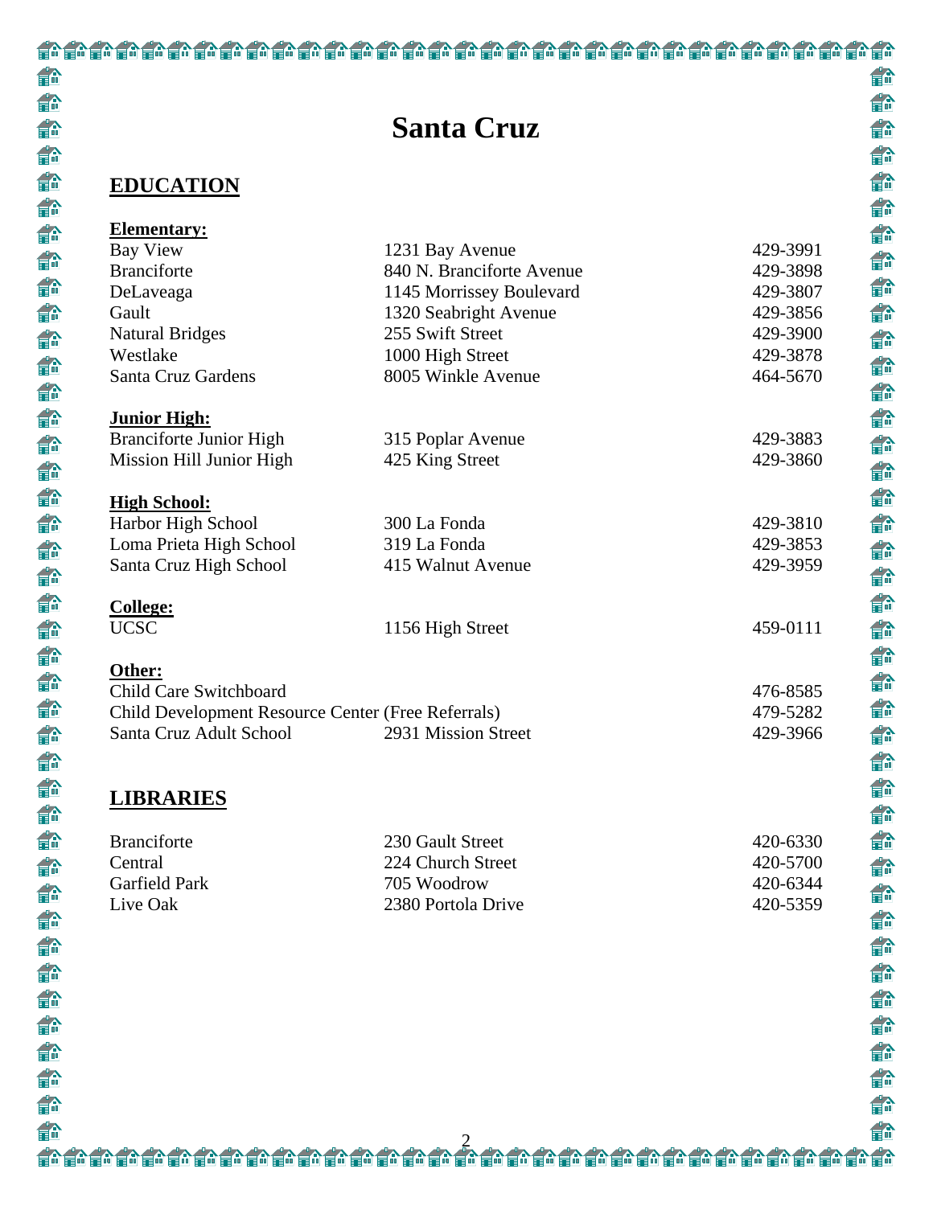# Santa Cruz

## EDUCATION

**Elementary:**

| | | |
|---|---|---|
| Bay View | 1231 Bay Avenue | 429-3991 |
| Branciforte | 840 N. Branciforte Avenue | 429-3898 |
| DeLaveaga | 1145 Morrissey Boulevard | 429-3807 |
| Gault | 1320 Seabright Avenue | 429-3856 |
| Natural Bridges | 255 Swift Street | 429-3900 |
| Westlake | 1000 High Street | 429-3878 |
| Santa Cruz Gardens | 8005 Winkle Avenue | 464-5670 |

**Junior High:**

| | | |
|---|---|---|
| Branciforte Junior High | 315 Poplar Avenue | 429-3883 |
| Mission Hill Junior High | 425 King Street | 429-3860 |

**High School:**

| | | |
|---|---|---|
| Harbor High School | 300 La Fonda | 429-3810 |
| Loma Prieta High School | 319 La Fonda | 429-3853 |
| Santa Cruz High School | 415 Walnut Avenue | 429-3959 |

**College:**

| | | |
|---|---|---|
| UCSC | 1156 High Street | 459-0111 |

**Other:**

| | | |
|---|---|---|
| Child Care Switchboard | | 476-8585 |
| Child Development Resource Center (Free Referrals) | | 479-5282 |
| Santa Cruz Adult School | 2931 Mission Street | 429-3966 |

## LIBRARIES

| | | |
|---|---|---|
| Branciforte | 230 Gault Street | 420-6330 |
| Central | 224 Church Street | 420-5700 |
| Garfield Park | 705 Woodrow | 420-6344 |
| Live Oak | 2380 Portola Drive | 420-5359 |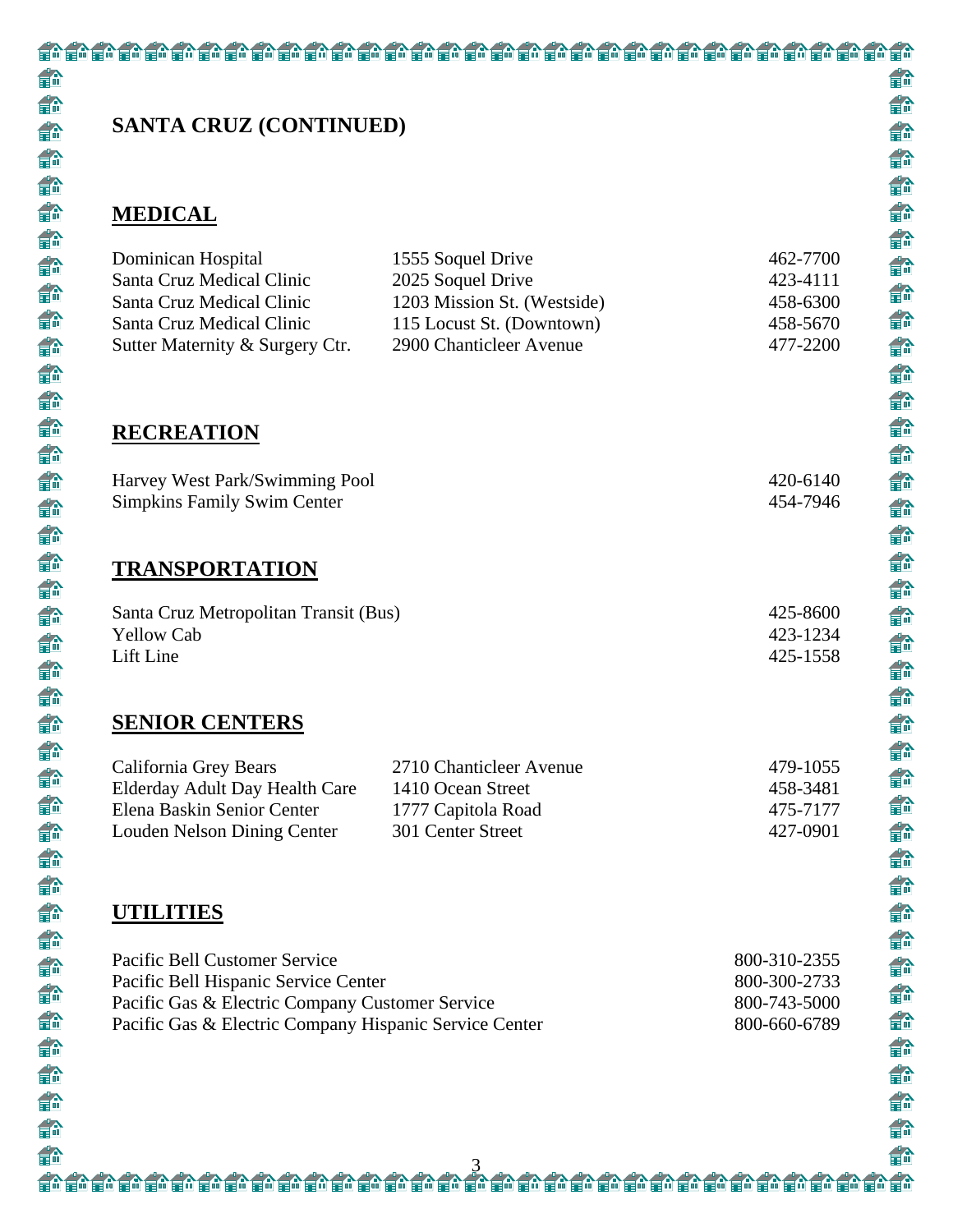# SANTA CRUZ (CONTINUED)

## MEDICAL

| | | |
|---|---|---|
| Dominican Hospital | 1555 Soquel Drive | 462-7700 |
| Santa Cruz Medical Clinic | 2025 Soquel Drive | 423-4111 |
| Santa Cruz Medical Clinic | 1203 Mission St. (Westside) | 458-6300 |
| Santa Cruz Medical Clinic | 115 Locust St. (Downtown) | 458-5670 |
| Sutter Maternity & Surgery Ctr. | 2900 Chanticleer Avenue | 477-2200 |

## RECREATION

| | |
|---|---|
| Harvey West Park/Swimming Pool | 420-6140 |
| Simpkins Family Swim Center | 454-7946 |

## TRANSPORTATION

| | |
|---|---|
| Santa Cruz Metropolitan Transit (Bus) | 425-8600 |
| Yellow Cab | 423-1234 |
| Lift Line | 425-1558 |

## SENIOR CENTERS

| | | |
|---|---|---|
| California Grey Bears | 2710 Chanticleer Avenue | 479-1055 |
| Elderday Adult Day Health Care | 1410 Ocean Street | 458-3481 |
| Elena Baskin Senior Center | 1777 Capitola Road | 475-7177 |
| Louden Nelson Dining Center | 301 Center Street | 427-0901 |

## UTILITIES

| | |
|---|---|
| Pacific Bell Customer Service | 800-310-2355 |
| Pacific Bell Hispanic Service Center | 800-300-2733 |
| Pacific Gas & Electric Company Customer Service | 800-743-5000 |
| Pacific Gas & Electric Company Hispanic Service Center | 800-660-6789 |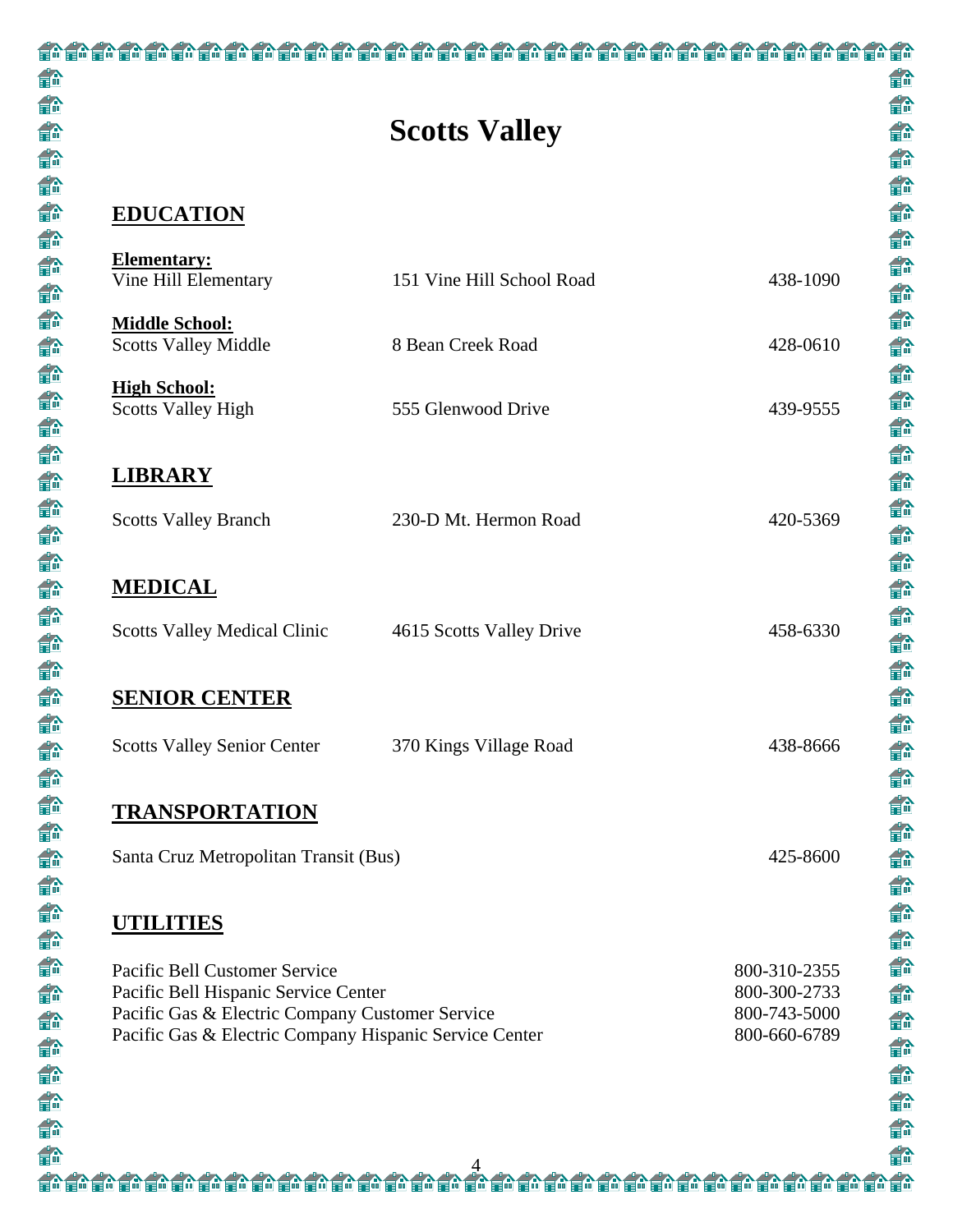# Scotts Valley

## EDUCATION

**Elementary:**

| | | |
|---|---|---|
| Vine Hill Elementary | 151 Vine Hill School Road | 438-1090 |

**Middle School:**

| | | |
|---|---|---|
| Scotts Valley Middle | 8 Bean Creek Road | 428-0610 |

**High School:**

| | | |
|---|---|---|
| Scotts Valley High | 555 Glenwood Drive | 439-9555 |

## LIBRARY

| | | |
|---|---|---|
| Scotts Valley Branch | 230-D Mt. Hermon Road | 420-5369 |

## MEDICAL

| | | |
|---|---|---|
| Scotts Valley Medical Clinic | 4615 Scotts Valley Drive | 458-6330 |

## SENIOR CENTER

| | | |
|---|---|---|
| Scotts Valley Senior Center | 370 Kings Village Road | 438-8666 |

## TRANSPORTATION

| | |
|---|---|
| Santa Cruz Metropolitan Transit (Bus) | 425-8600 |

## UTILITIES

| | |
|---|---|
| Pacific Bell Customer Service | 800-310-2355 |
| Pacific Bell Hispanic Service Center | 800-300-2733 |
| Pacific Gas & Electric Company Customer Service | 800-743-5000 |
| Pacific Gas & Electric Company Hispanic Service Center | 800-660-6789 |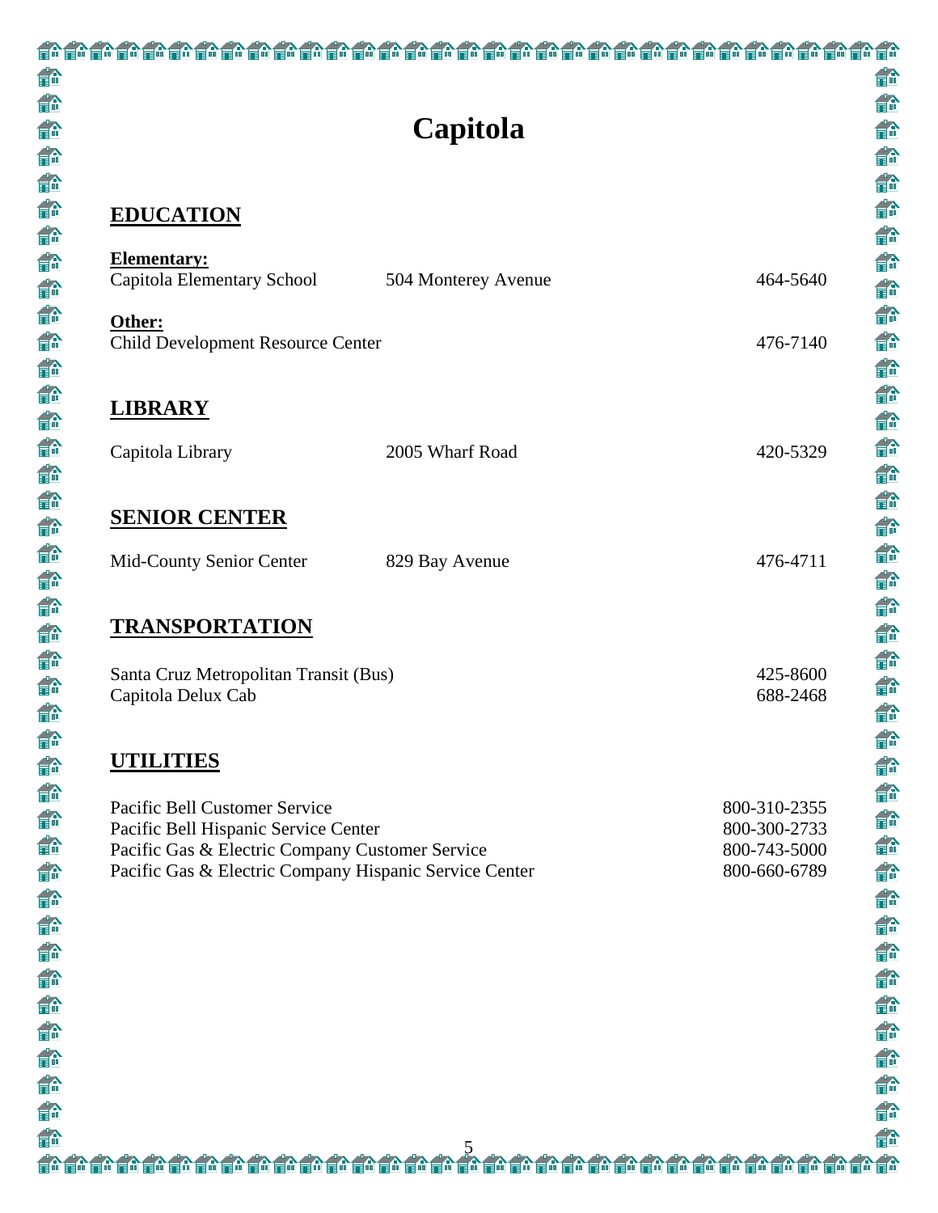# Capitola

## EDUCATION

**Elementary:**

| | | |
|---|---|---|
| Capitola Elementary School | 504 Monterey Avenue | 464-5640 |

**Other:**

| | |
|---|---|
| Child Development Resource Center | 476-7140 |

## LIBRARY

| | | |
|---|---|---|
| Capitola Library | 2005 Wharf Road | 420-5329 |

## SENIOR CENTER

| | | |
|---|---|---|
| Mid-County Senior Center | 829 Bay Avenue | 476-4711 |

## TRANSPORTATION

| | |
|---|---|
| Santa Cruz Metropolitan Transit (Bus) | 425-8600 |
| Capitola Delux Cab | 688-2468 |

## UTILITIES

| | |
|---|---|
| Pacific Bell Customer Service | 800-310-2355 |
| Pacific Bell Hispanic Service Center | 800-300-2733 |
| Pacific Gas & Electric Company Customer Service | 800-743-5000 |
| Pacific Gas & Electric Company Hispanic Service Center | 800-660-6789 |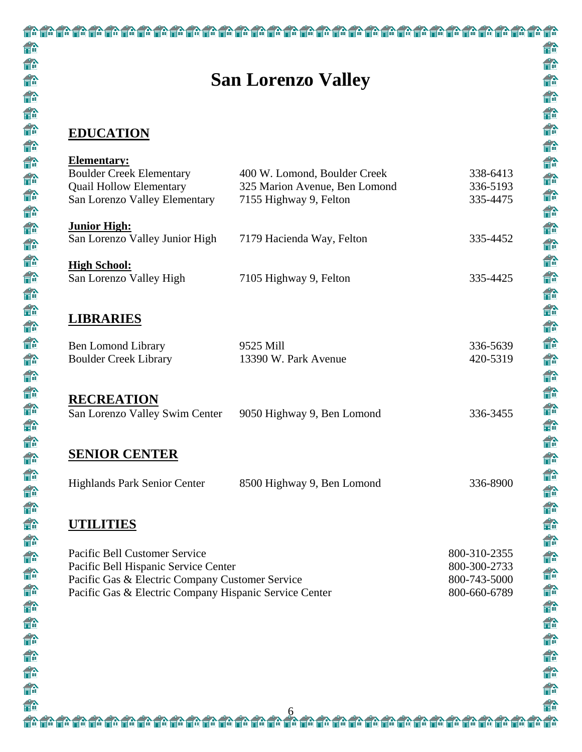# San Lorenzo Valley

## EDUCATION

**Elementary:**

| | | |
|---|---|---|
| Boulder Creek Elementary | 400 W. Lomond, Boulder Creek | 338-6413 |
| Quail Hollow Elementary | 325 Marion Avenue, Ben Lomond | 336-5193 |
| San Lorenzo Valley Elementary | 7155 Highway 9, Felton | 335-4475 |

**Junior High:**

| | | |
|---|---|---|
| San Lorenzo Valley Junior High | 7179 Hacienda Way, Felton | 335-4452 |

**High School:**

| | | |
|---|---|---|
| San Lorenzo Valley High | 7105 Highway 9, Felton | 335-4425 |

## LIBRARIES

| | | |
|---|---|---|
| Ben Lomond Library | 9525 Mill | 336-5639 |
| Boulder Creek Library | 13390 W. Park Avenue | 420-5319 |

## RECREATION

| | | |
|---|---|---|
| San Lorenzo Valley Swim Center | 9050 Highway 9, Ben Lomond | 336-3455 |

## SENIOR CENTER

| | | |
|---|---|---|
| Highlands Park Senior Center | 8500 Highway 9, Ben Lomond | 336-8900 |

## UTILITIES

| | |
|---|---|
| Pacific Bell Customer Service | 800-310-2355 |
| Pacific Bell Hispanic Service Center | 800-300-2733 |
| Pacific Gas & Electric Company Customer Service | 800-743-5000 |
| Pacific Gas & Electric Company Hispanic Service Center | 800-660-6789 |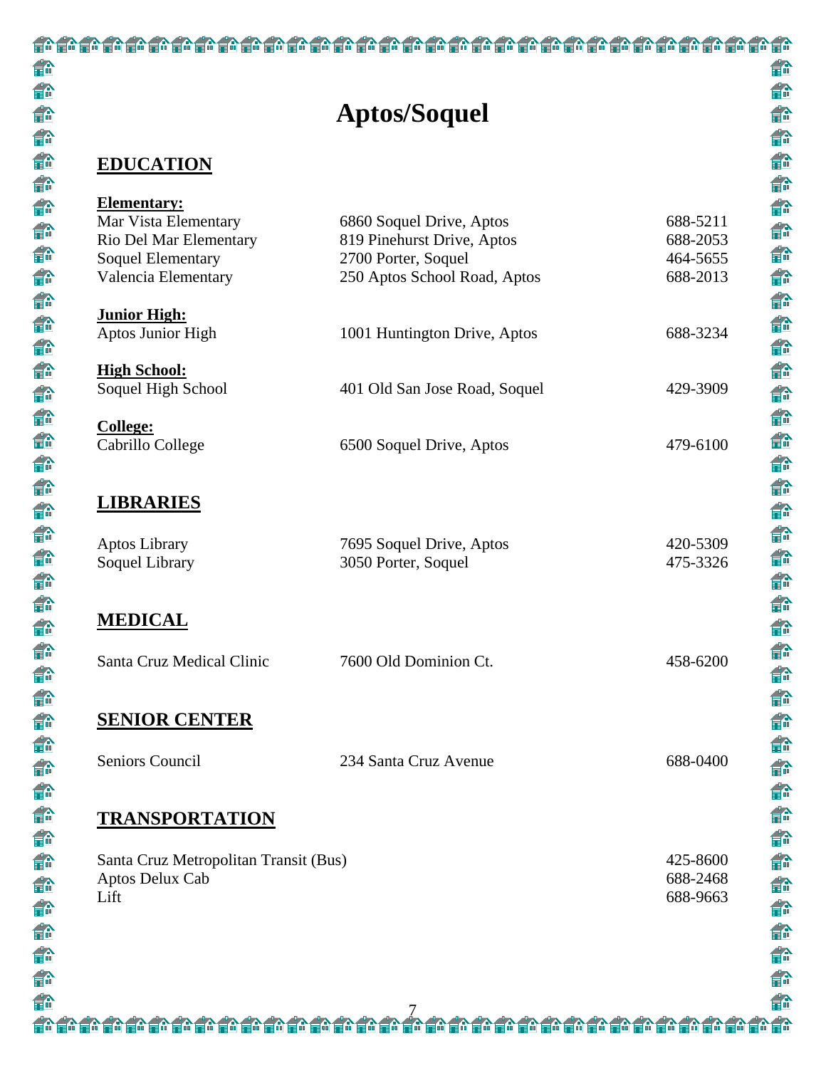# Aptos/Soquel

## EDUCATION

**Elementary:**

| | | |
|---|---|---|
| Mar Vista Elementary | 6860 Soquel Drive, Aptos | 688-5211 |
| Rio Del Mar Elementary | 819 Pinehurst Drive, Aptos | 688-2053 |
| Soquel Elementary | 2700 Porter, Soquel | 464-5655 |
| Valencia Elementary | 250 Aptos School Road, Aptos | 688-2013 |

**Junior High:**

| | | |
|---|---|---|
| Aptos Junior High | 1001 Huntington Drive, Aptos | 688-3234 |

**High School:**

| | | |
|---|---|---|
| Soquel High School | 401 Old San Jose Road, Soquel | 429-3909 |

**College:**

| | | |
|---|---|---|
| Cabrillo College | 6500 Soquel Drive, Aptos | 479-6100 |

## LIBRARIES

| | | |
|---|---|---|
| Aptos Library | 7695 Soquel Drive, Aptos | 420-5309 |
| Soquel Library | 3050 Porter, Soquel | 475-3326 |

## MEDICAL

| | | |
|---|---|---|
| Santa Cruz Medical Clinic | 7600 Old Dominion Ct. | 458-6200 |

## SENIOR CENTER

| | | |
|---|---|---|
| Seniors Council | 234 Santa Cruz Avenue | 688-0400 |

## TRANSPORTATION

| | |
|---|---|
| Santa Cruz Metropolitan Transit (Bus) | 425-8600 |
| Aptos Delux Cab | 688-2468 |
| Lift | 688-9663 |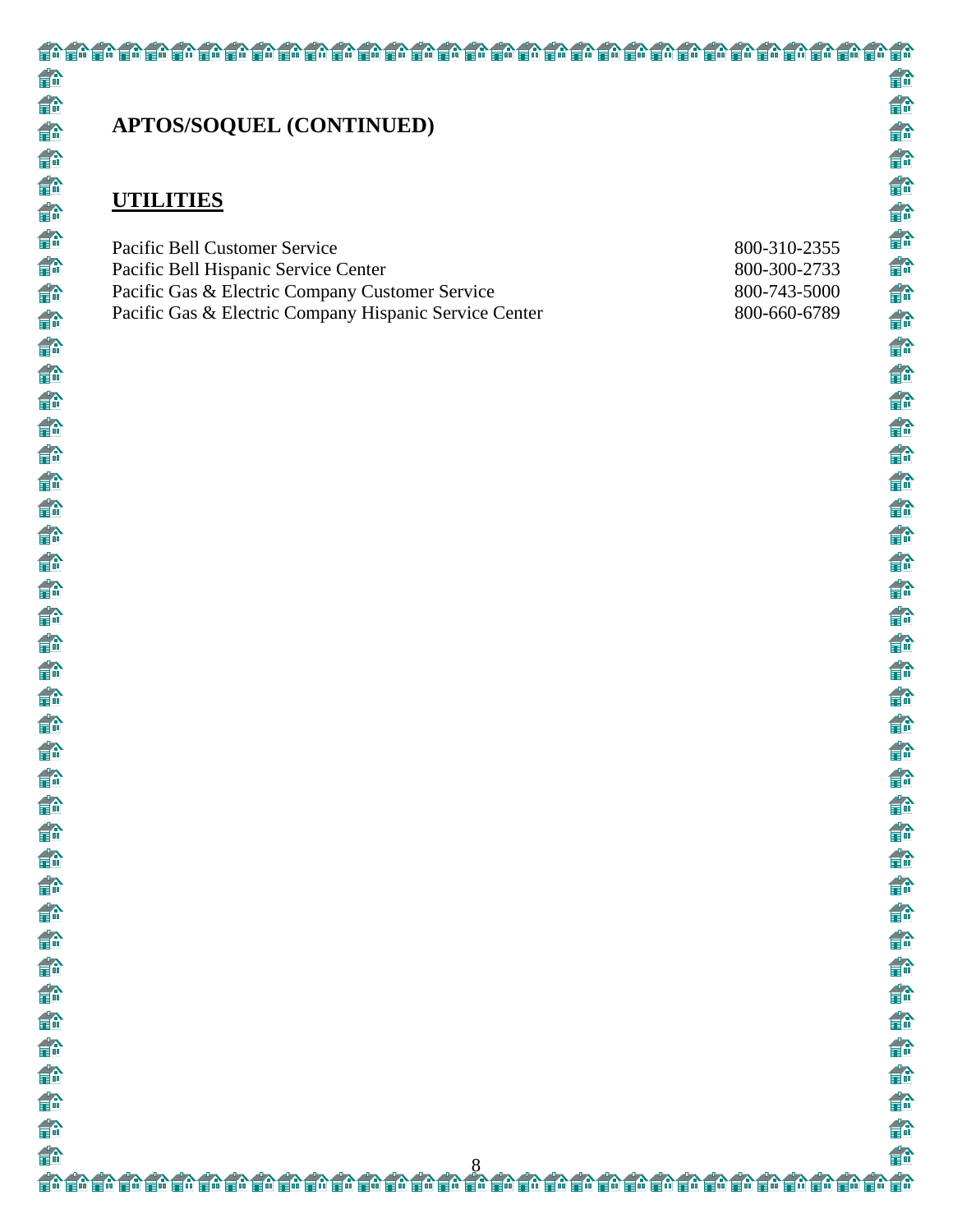# APTOS/SOQUEL (CONTINUED)

## UTILITIES

| | |
|---|---|
| Pacific Bell Customer Service | 800-310-2355 |
| Pacific Bell Hispanic Service Center | 800-300-2733 |
| Pacific Gas & Electric Company Customer Service | 800-743-5000 |
| Pacific Gas & Electric Company Hispanic Service Center | 800-660-6789 |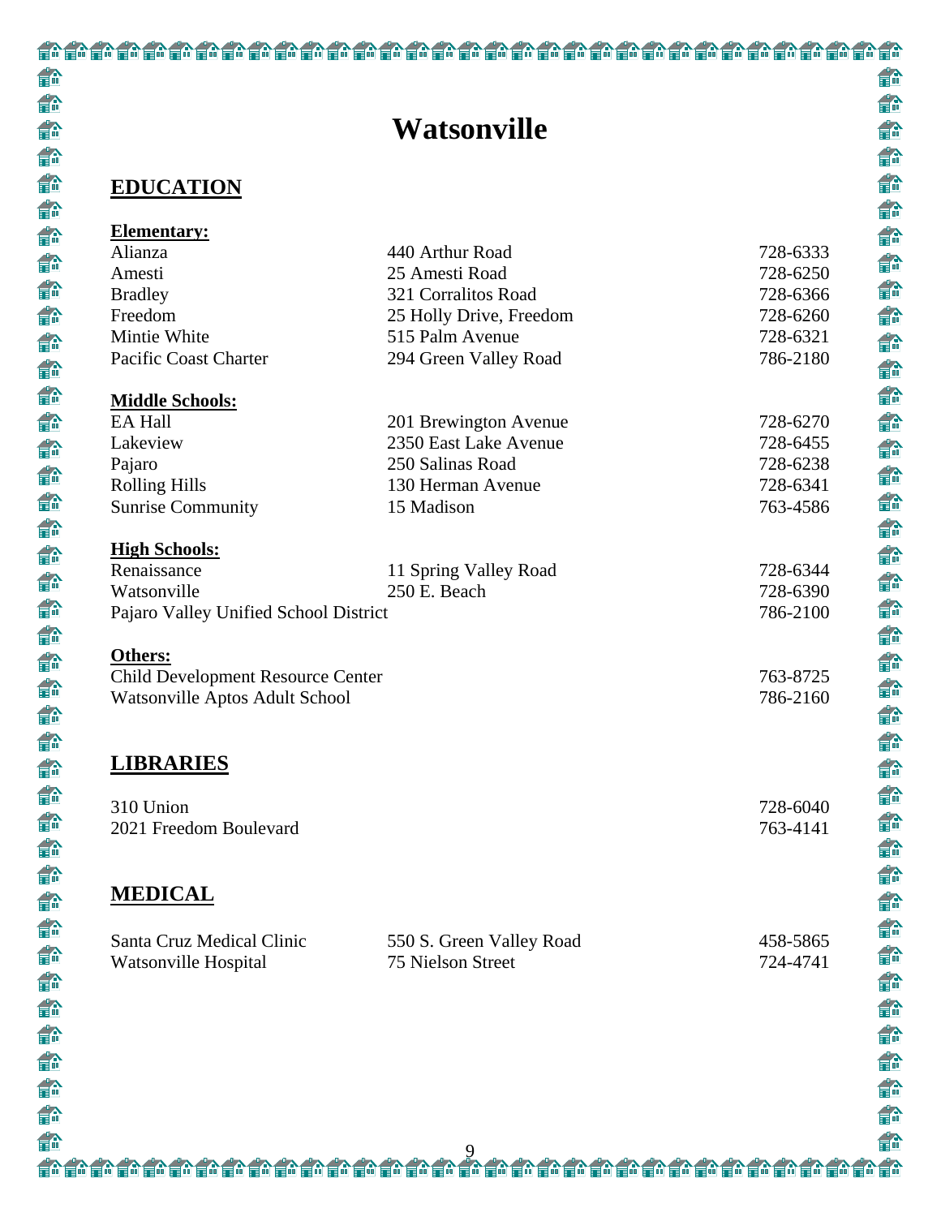# Watsonville

## EDUCATION

**Elementary:**

| | | |
|---|---|---|
| Alianza | 440 Arthur Road | 728-6333 |
| Amesti | 25 Amesti Road | 728-6250 |
| Bradley | 321 Corralitos Road | 728-6366 |
| Freedom | 25 Holly Drive, Freedom | 728-6260 |
| Mintie White | 515 Palm Avenue | 728-6321 |
| Pacific Coast Charter | 294 Green Valley Road | 786-2180 |

**Middle Schools:**

| | | |
|---|---|---|
| EA Hall | 201 Brewington Avenue | 728-6270 |
| Lakeview | 2350 East Lake Avenue | 728-6455 |
| Pajaro | 250 Salinas Road | 728-6238 |
| Rolling Hills | 130 Herman Avenue | 728-6341 |
| Sunrise Community | 15 Madison | 763-4586 |

**High Schools:**

| | | |
|---|---|---|
| Renaissance | 11 Spring Valley Road | 728-6344 |
| Watsonville | 250 E. Beach | 728-6390 |
| Pajaro Valley Unified School District | | 786-2100 |

**Others:**

| | |
|---|---|
| Child Development Resource Center | 763-8725 |
| Watsonville Aptos Adult School | 786-2160 |

## LIBRARIES

| | |
|---|---|
| 310 Union | 728-6040 |
| 2021 Freedom Boulevard | 763-4141 |

## MEDICAL

| | | |
|---|---|---|
| Santa Cruz Medical Clinic | 550 S. Green Valley Road | 458-5865 |
| Watsonville Hospital | 75 Nielson Street | 724-4741 |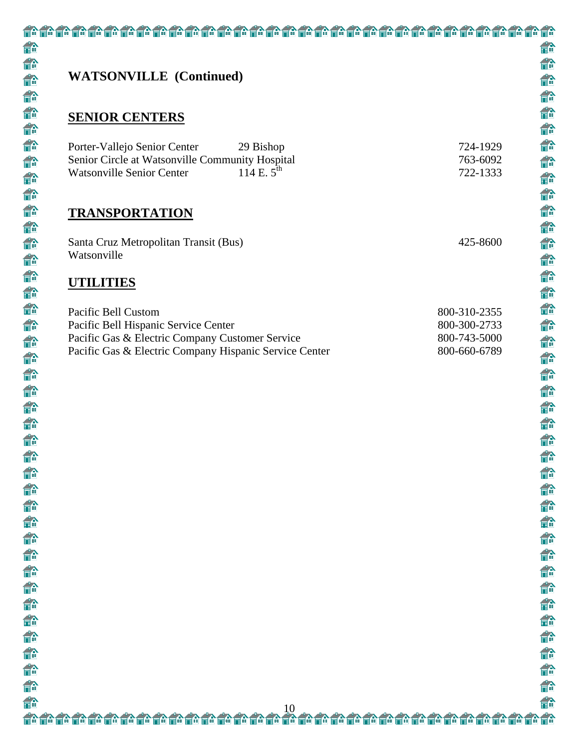## WATSONVILLE (Continued)

### SENIOR CENTERS

| | | |
|---|---|---|
| Porter-Vallejo Senior Center | 29 Bishop | 724-1929 |
| Senior Circle at Watsonville Community Hospital | | 763-6092 |
| Watsonville Senior Center | 114 E. 5th | 722-1333 |

### TRANSPORTATION

| | |
|---|---|
| Santa Cruz Metropolitan Transit (Bus) Watsonville | 425-8600 |

### UTILITIES

| | |
|---|---|
| Pacific Bell Custom | 800-310-2355 |
| Pacific Bell Hispanic Service Center | 800-300-2733 |
| Pacific Gas & Electric Company Customer Service | 800-743-5000 |
| Pacific Gas & Electric Company Hispanic Service Center | 800-660-6789 |